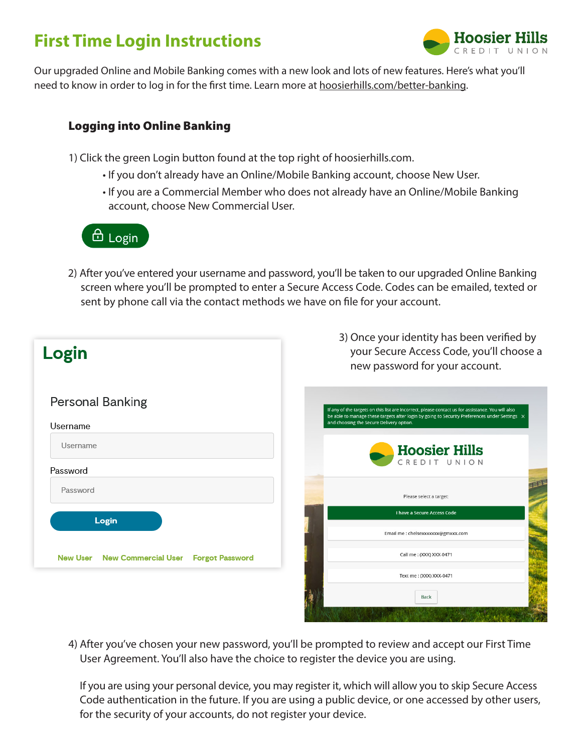# First Time Login Instructions

Our upgraded Online and Mobile Banking comes with a new look and lots of new features. Here's what you'll need to know in order to log in for the first time. Learn more at hoosierhills.com/better-banking.

### Logging into Online Banking

1) Click the green Login button found at the top right of hoosierhills.com.
   - If you don't already have an Online/Mobile Banking account, choose New User.
   - If you are a Commercial Member who does not already have an Online/Mobile Banking account, choose New Commercial User.

2) After you've entered your username and password, you'll be taken to our upgraded Online Banking screen where you'll be prompted to enter a Secure Access Code. Codes can be emailed, texted or sent by phone call via the contact methods we have on file for your account.

3) Once your identity has been verified by your Secure Access Code, you'll choose a new password for your account.

4) After you've chosen your new password, you'll be prompted to review and accept our First Time User Agreement. You'll also have the choice to register the device you are using.

   If you are using your personal device, you may register it, which will allow you to skip Secure Access Code authentication in the future. If you are using a public device, or one accessed by other users, for the security of your accounts, do not register your device.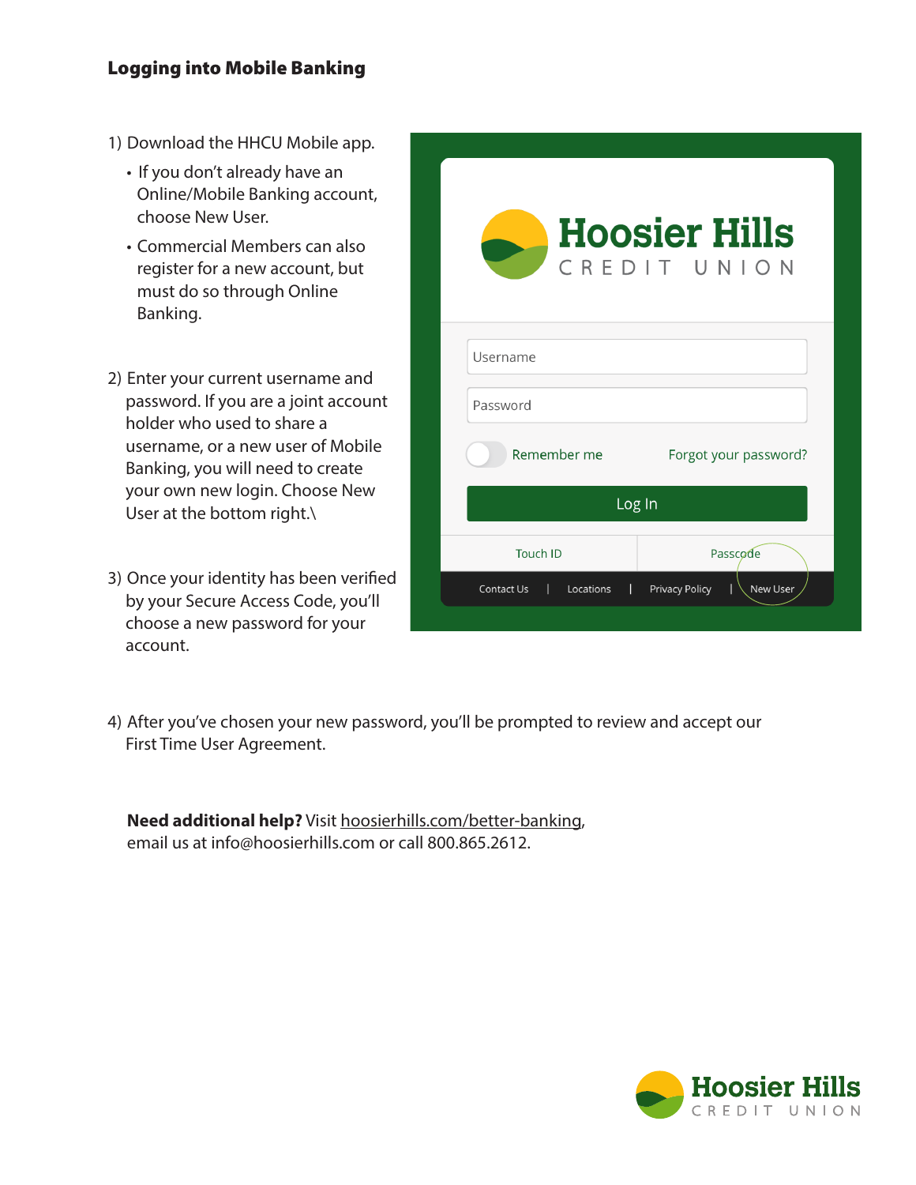## Logging into Mobile Banking

1) Download the HHCU Mobile app.
   - If you don't already have an Online/Mobile Banking account, choose New User.
   - Commercial Members can also register for a new account, but must do so through Online Banking.

2) Enter your current username and password. If you are a joint account holder who used to share a username, or a new user of Mobile Banking, you will need to create your own new login. Choose New User at the bottom right.\

3) Once your identity has been verified by your Secure Access Code, you'll choose a new password for your account.

4) After you've chosen your new password, you'll be prompted to review and accept our First Time User Agreement.

**Need additional help?** Visit hoosierhills.com/better-banking, email us at info@hoosierhills.com or call 800.865.2612.